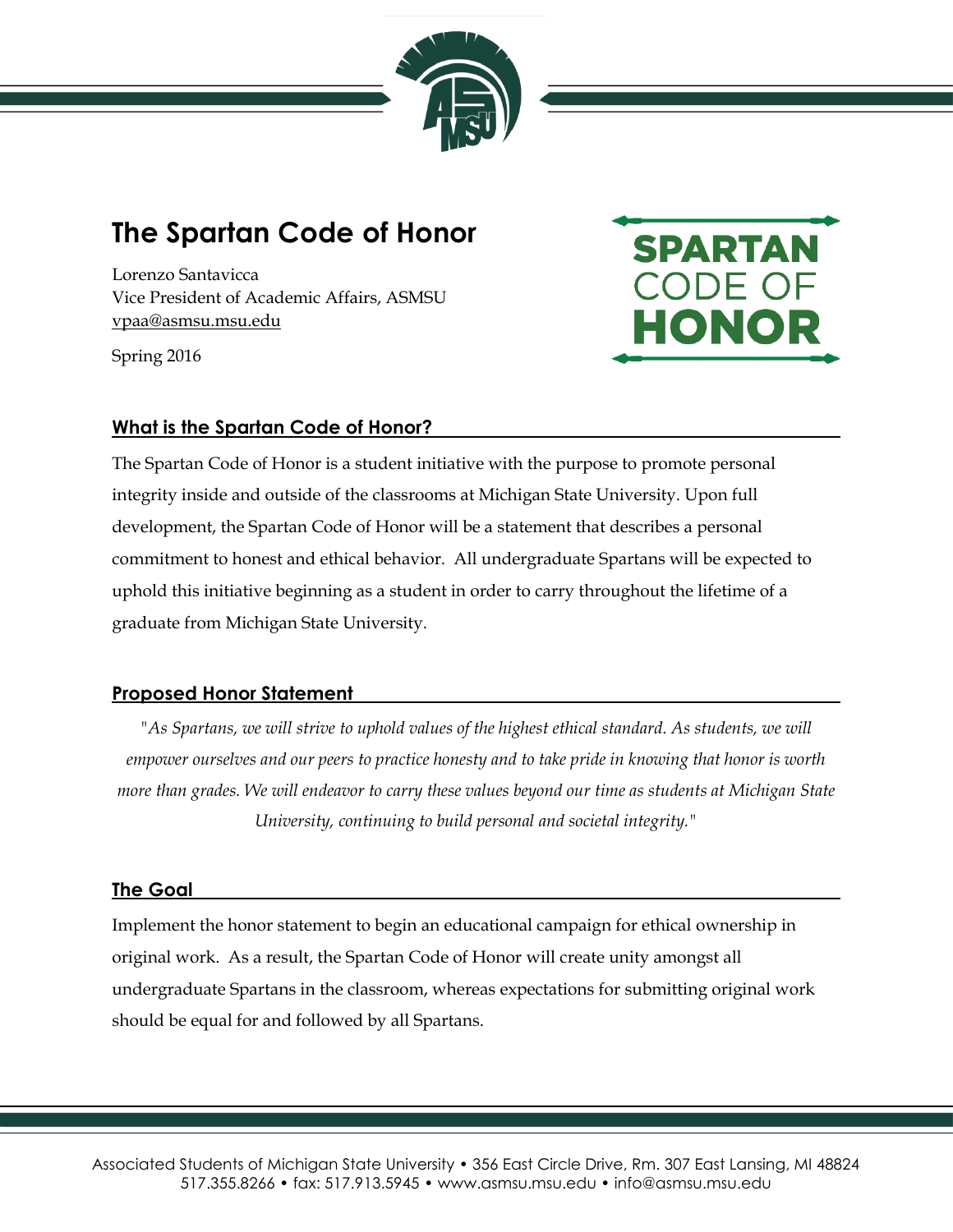# The Spartan Code of Honor

Lorenzo Santavicca
Vice President of Academic Affairs, ASMSU
vpaa@asmsu.msu.edu

Spring 2016

## What is the Spartan Code of Honor?

The Spartan Code of Honor is a student initiative with the purpose to promote personal integrity inside and outside of the classrooms at Michigan State University. Upon full development, the Spartan Code of Honor will be a statement that describes a personal commitment to honest and ethical behavior. All undergraduate Spartans will be expected to uphold this initiative beginning as a student in order to carry throughout the lifetime of a graduate from Michigan State University.

## Proposed Honor Statement

*"As Spartans, we will strive to uphold values of the highest ethical standard. As students, we will empower ourselves and our peers to practice honesty and to take pride in knowing that honor is worth more than grades. We will endeavor to carry these values beyond our time as students at Michigan State University, continuing to build personal and societal integrity."*

## The Goal

Implement the honor statement to begin an educational campaign for ethical ownership in original work. As a result, the Spartan Code of Honor will create unity amongst all undergraduate Spartans in the classroom, whereas expectations for submitting original work should be equal for and followed by all Spartans.

Associated Students of Michigan State University • 356 East Circle Drive, Rm. 307 East Lansing, MI 48824
517.355.8266 • fax: 517.913.5945 • www.asmsu.msu.edu • info@asmsu.msu.edu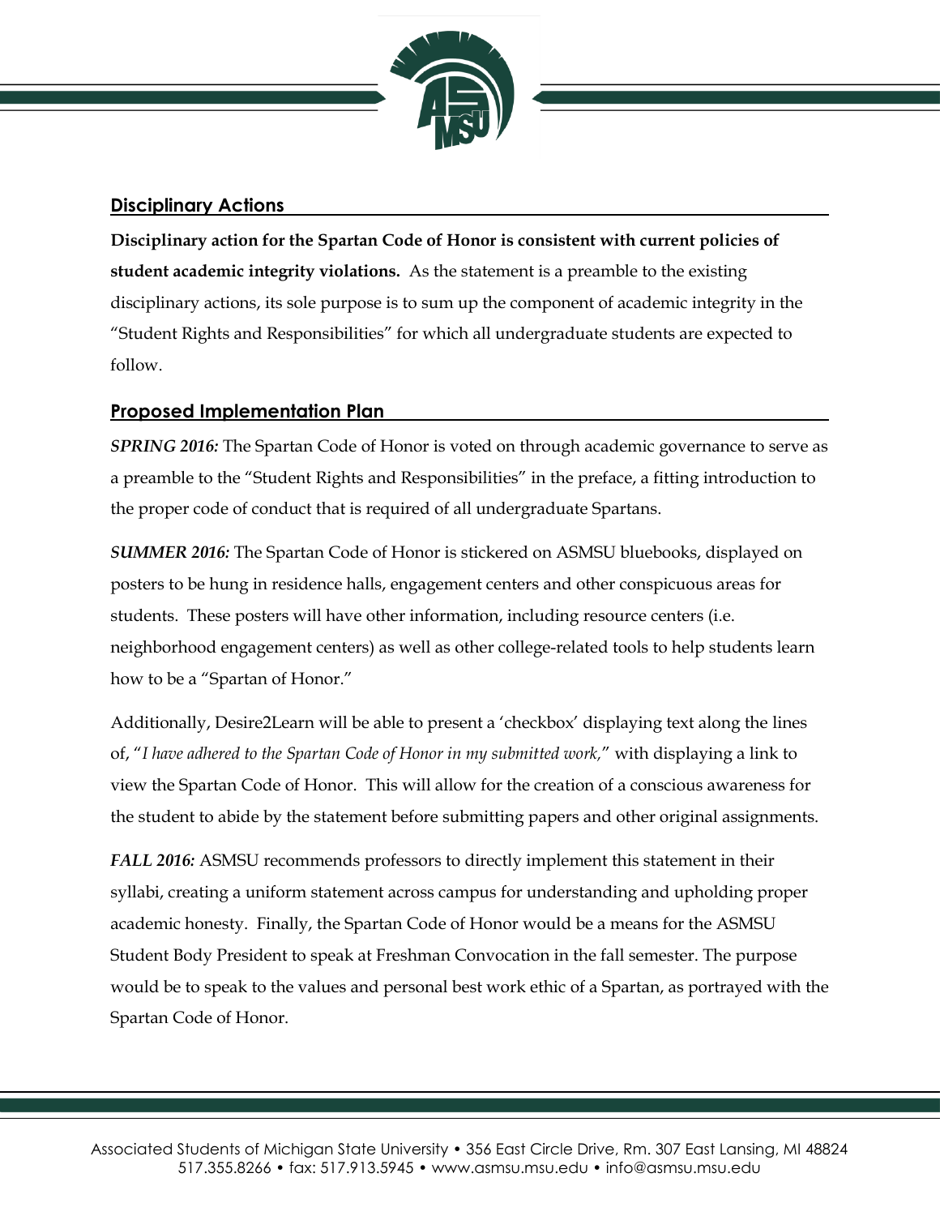## Disciplinary Actions

**Disciplinary action for the Spartan Code of Honor is consistent with current policies of student academic integrity violations.** As the statement is a preamble to the existing disciplinary actions, its sole purpose is to sum up the component of academic integrity in the "Student Rights and Responsibilities" for which all undergraduate students are expected to follow.

## Proposed Implementation Plan

***SPRING 2016:*** The Spartan Code of Honor is voted on through academic governance to serve as a preamble to the "Student Rights and Responsibilities" in the preface, a fitting introduction to the proper code of conduct that is required of all undergraduate Spartans.

***SUMMER 2016:*** The Spartan Code of Honor is stickered on ASMSU bluebooks, displayed on posters to be hung in residence halls, engagement centers and other conspicuous areas for students. These posters will have other information, including resource centers (i.e. neighborhood engagement centers) as well as other college-related tools to help students learn how to be a "Spartan of Honor."

Additionally, Desire2Learn will be able to present a 'checkbox' displaying text along the lines of, "*I have adhered to the Spartan Code of Honor in my submitted work,*" with displaying a link to view the Spartan Code of Honor. This will allow for the creation of a conscious awareness for the student to abide by the statement before submitting papers and other original assignments.

***FALL 2016:*** ASMSU recommends professors to directly implement this statement in their syllabi, creating a uniform statement across campus for understanding and upholding proper academic honesty. Finally, the Spartan Code of Honor would be a means for the ASMSU Student Body President to speak at Freshman Convocation in the fall semester. The purpose would be to speak to the values and personal best work ethic of a Spartan, as portrayed with the Spartan Code of Honor.